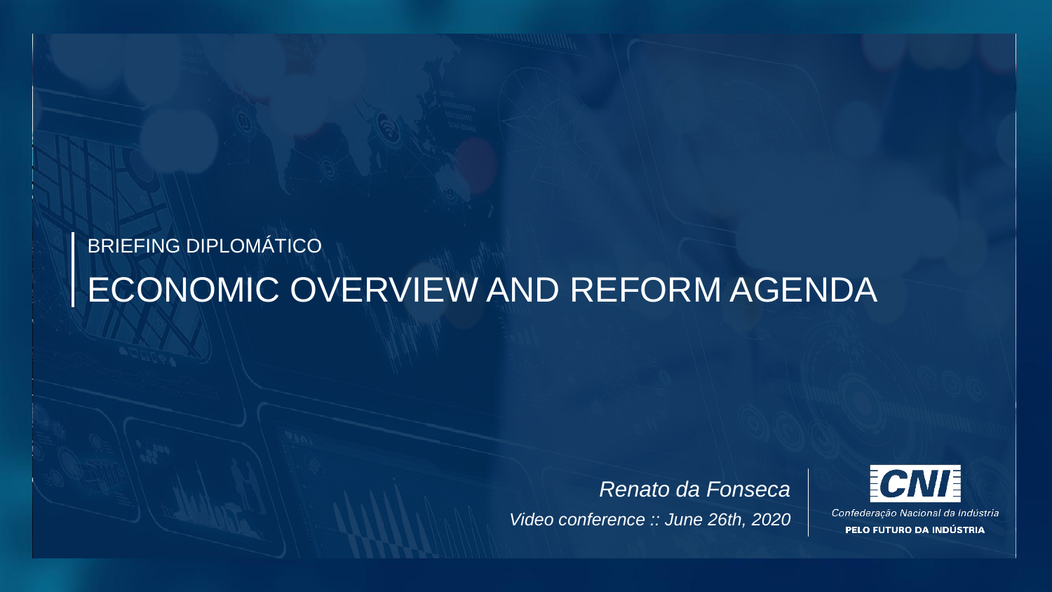BRIEFING DIPLOMÁTICO

# ECONOMIC OVERVIEW AND REFORM AGENDA

*Renato da Fonseca*

*Video conference :: June 26th, 2020*

CNI

Confederação Nacional da Indústria

PELO FUTURO DA INDÚSTRIA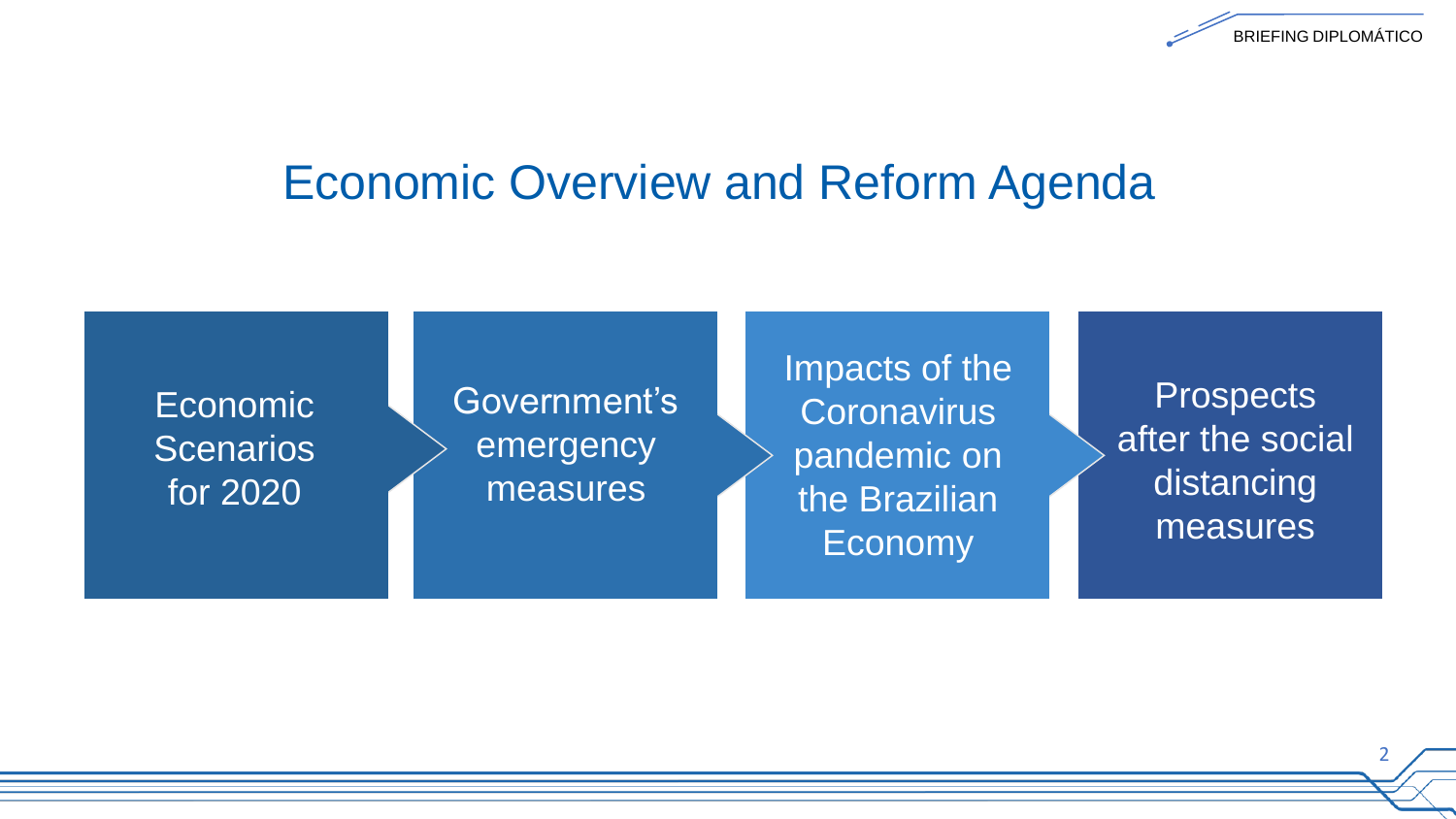# Economic Overview and Reform Agenda

- Economic Scenarios for 2020
- Government's emergency measures
- Impacts of the Coronavirus pandemic on the Brazilian Economy
- Prospects after the social distancing measures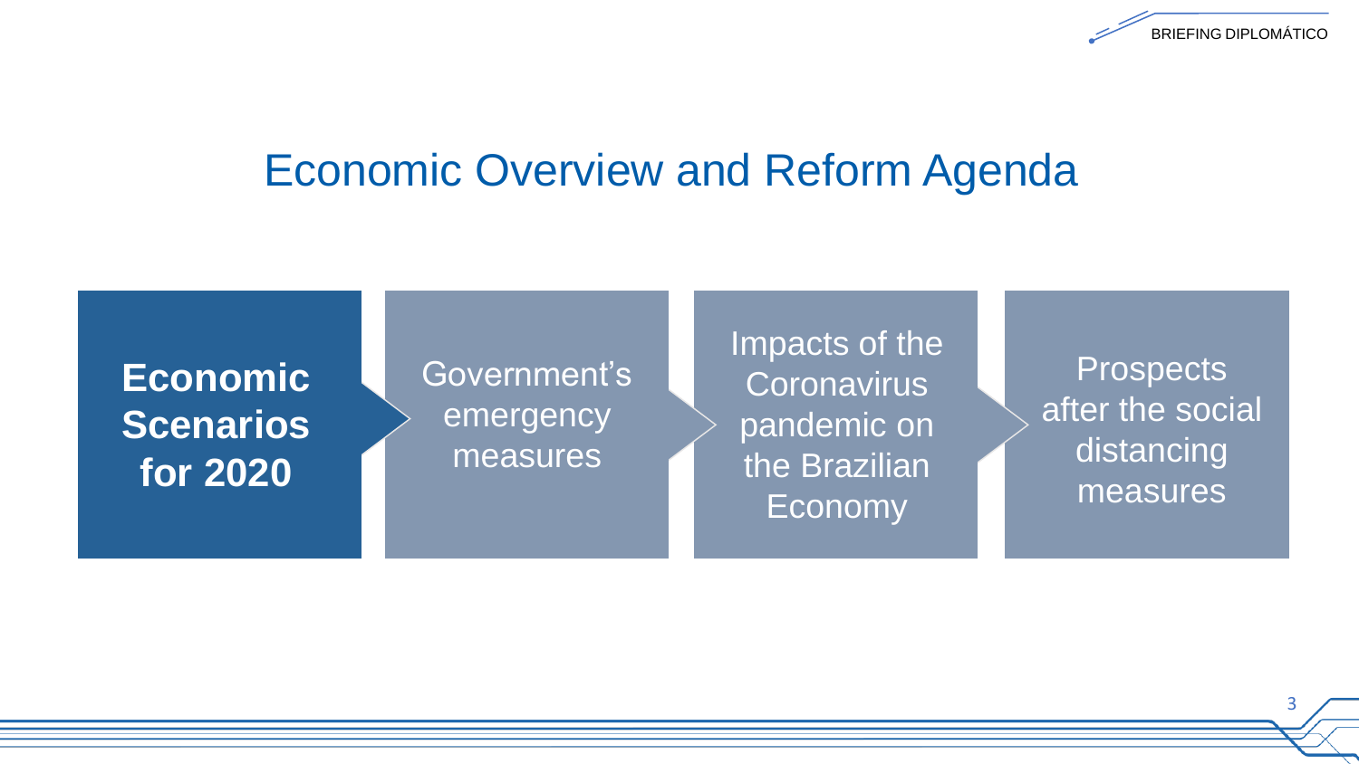# Economic Overview and Reform Agenda

1. **Economic Scenarios for 2020**
2. Government's emergency measures
3. Impacts of the Coronavirus pandemic on the Brazilian Economy
4. Prospects after the social distancing measures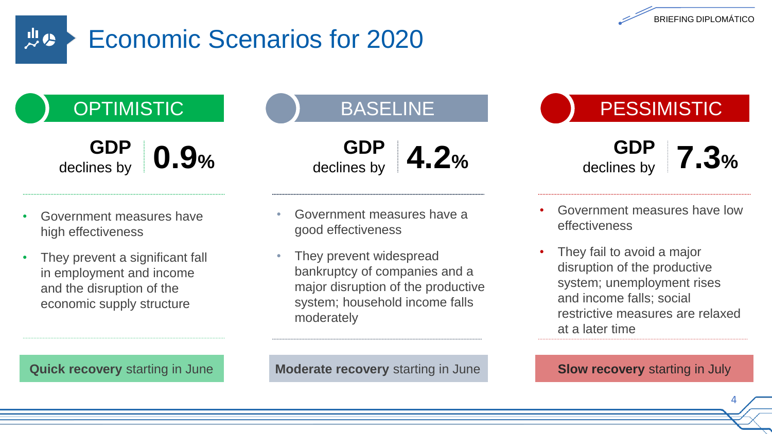# Economic Scenarios for 2020

## OPTIMISTIC

**GDP** declines by **0.9%**

- Government measures have high effectiveness
- They prevent a significant fall in employment and income and the disruption of the economic supply structure

**Quick recovery** starting in June

## BASELINE

**GDP** declines by **4.2%**

- Government measures have a good effectiveness
- They prevent widespread bankruptcy of companies and a major disruption of the productive system; household income falls moderately

**Moderate recovery** starting in June

## PESSIMISTIC

**GDP** declines by **7.3%**

- Government measures have low effectiveness
- They fail to avoid a major disruption of the productive system; unemployment rises and income falls; social restrictive measures are relaxed at a later time

**Slow recovery** starting in July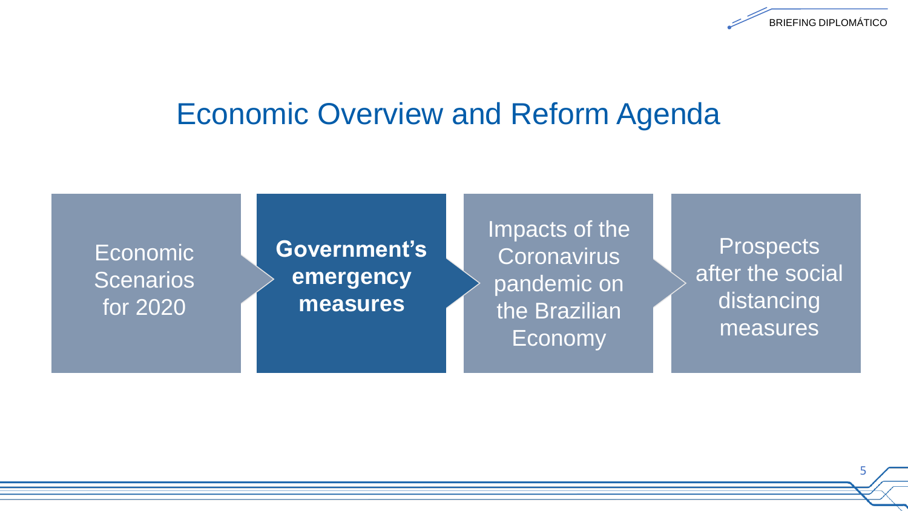# Economic Overview and Reform Agenda

- Economic Scenarios for 2020
- **Government's emergency measures**
- Impacts of the Coronavirus pandemic on the Brazilian Economy
- Prospects after the social distancing measures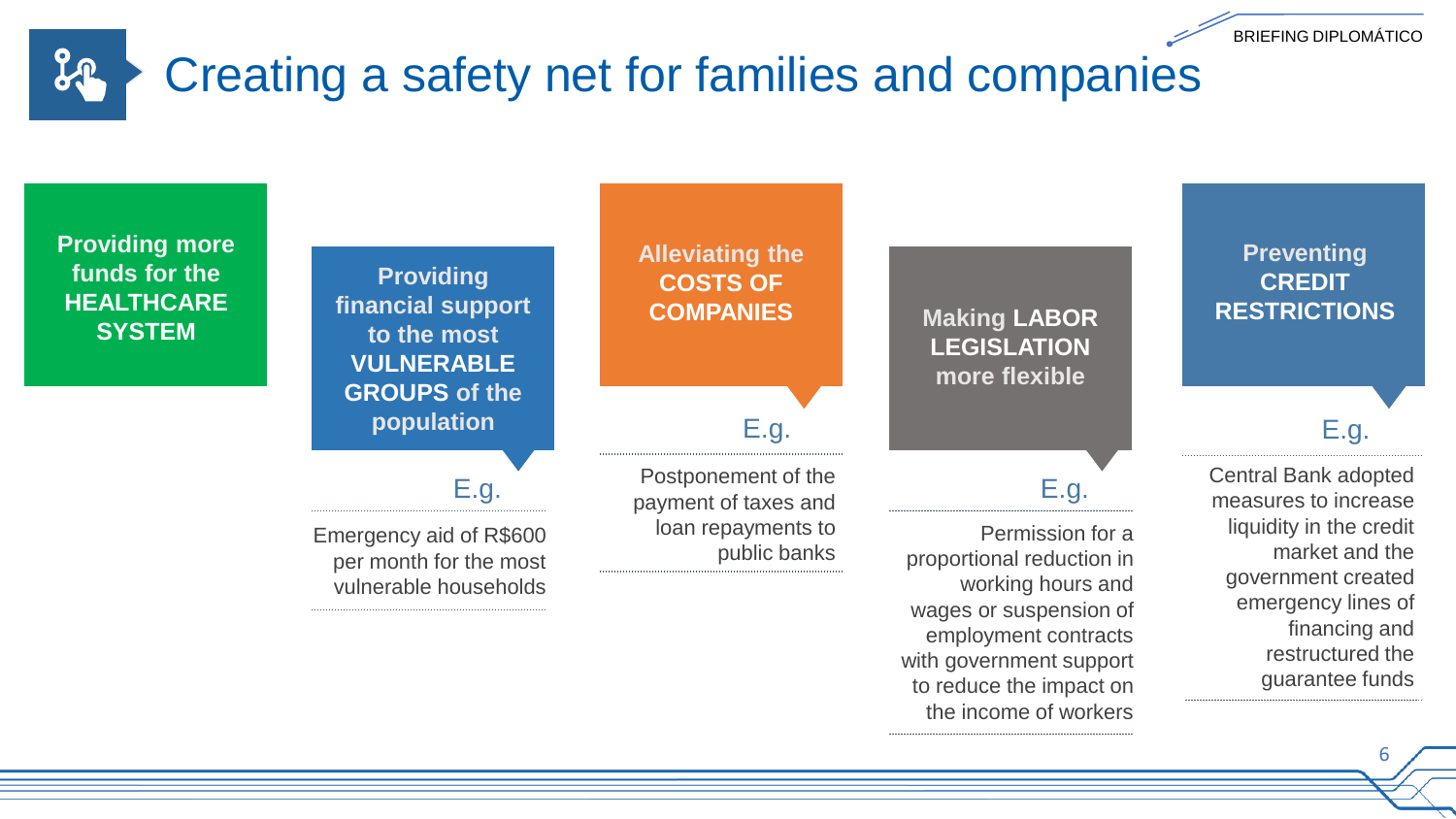# Creating a safety net for families and companies

## Providing more funds for the **HEALTHCARE SYSTEM**

## Providing financial support to the most **VULNERABLE GROUPS** of the population

E.g.

Emergency aid of R$600 per month for the most vulnerable households

## Alleviating the **COSTS OF COMPANIES**

E.g.

Postponement of the payment of taxes and loan repayments to public banks

## Making **LABOR LEGISLATION** more flexible

E.g.

Permission for a proportional reduction in working hours and wages or suspension of employment contracts with government support to reduce the impact on the income of workers

## Preventing **CREDIT RESTRICTIONS**

E.g.

Central Bank adopted measures to increase liquidity in the credit market and the government created emergency lines of financing and restructured the guarantee funds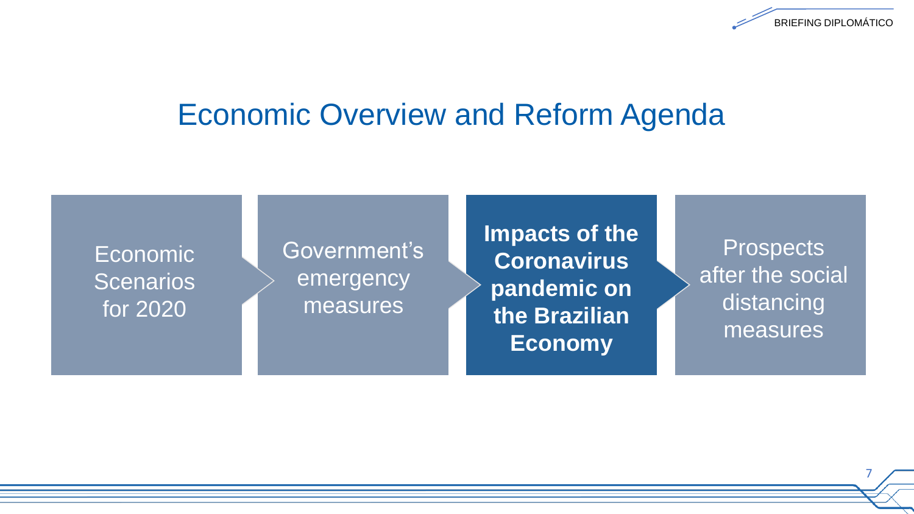# Economic Overview and Reform Agenda

- Economic Scenarios for 2020
- Government's emergency measures
- **Impacts of the Coronavirus pandemic on the Brazilian Economy**
- Prospects after the social distancing measures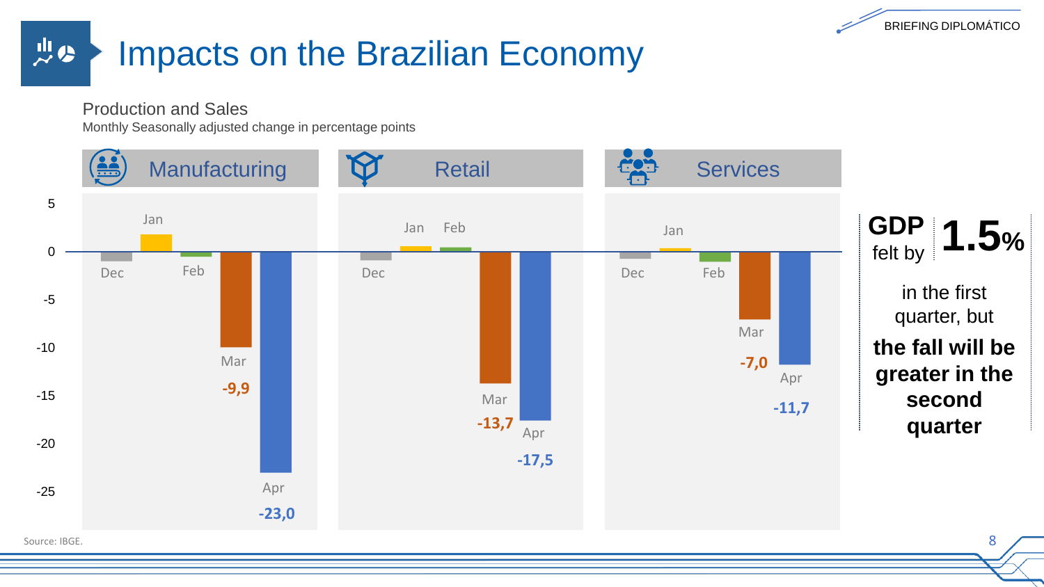# Impacts on the Brazilian Economy

Production and Sales

Monthly Seasonally adjusted change in percentage points

| | Manufacturing | Retail | Services |
|---|---|---|---|
| Mar | -9,9 | -13,7 | -7,0 |
| Apr | -23,0 | -17,5 | -11,7 |

**GDP** felt by **1.5%** in the first quarter, but **the fall will be greater in the second quarter**

Source: IBGE.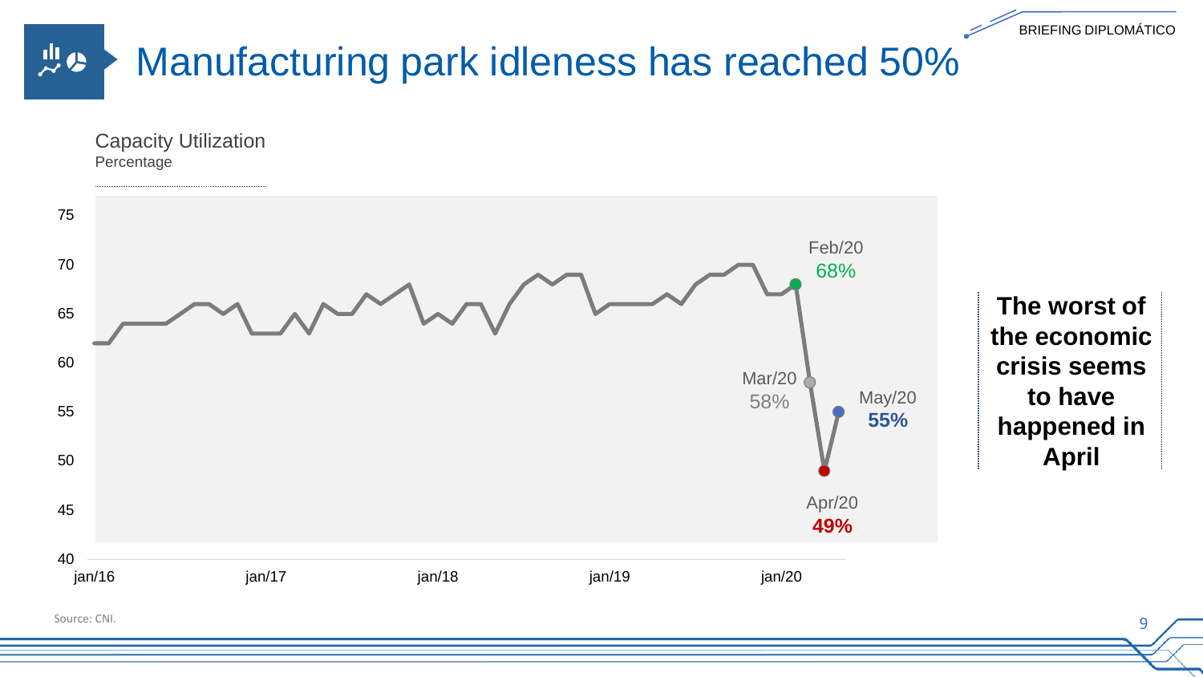# Manufacturing park idleness has reached 50%

Capacity Utilization
Percentage

Feb/20 68%

Mar/20 58%

Apr/20 49%

May/20 55%

**The worst of the economic crisis seems to have happened in April**

Source: CNI.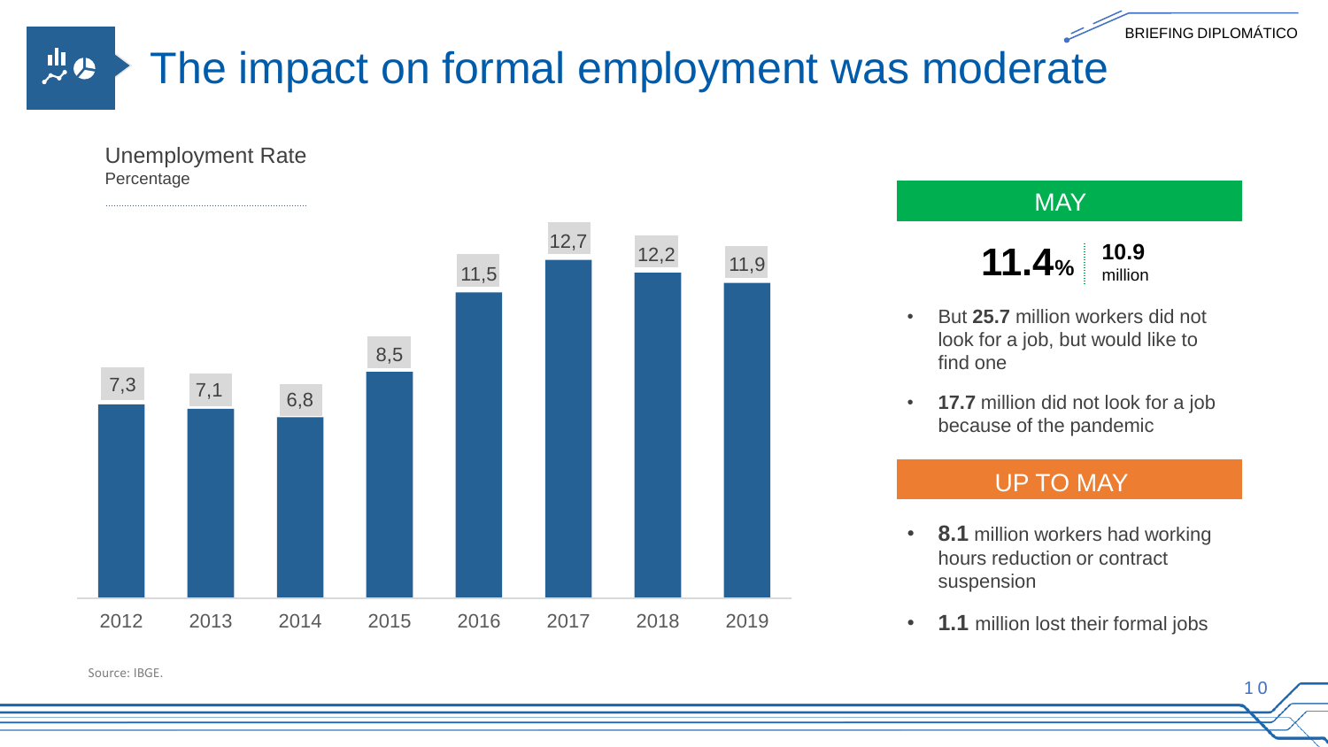# The impact on formal employment was moderate

**Unemployment Rate**
Percentage

| Year | Unemployment Rate (%) |
|---|---|
| 2012 | 7,3 |
| 2013 | 7,1 |
| 2014 | 6,8 |
| 2015 | 8,5 |
| 2016 | 11,5 |
| 2017 | 12,7 |
| 2018 | 12,2 |
| 2019 | 11,9 |

Source: IBGE.

## MAY

**11.4%** | **10.9** million

- But **25.7** million workers did not look for a job, but would like to find one
- **17.7** million did not look for a job because of the pandemic

## UP TO MAY

- **8.1** million workers had working hours reduction or contract suspension
- **1.1** million lost their formal jobs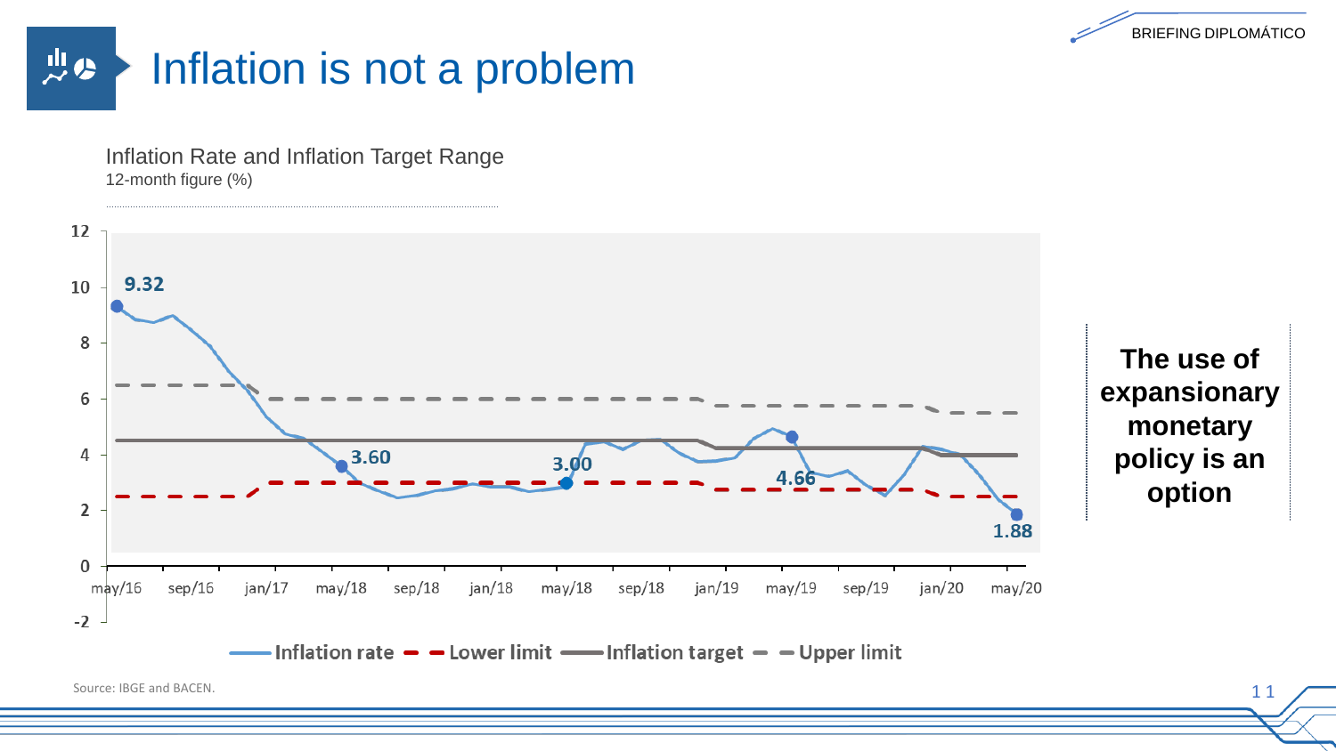# Inflation is not a problem

Inflation Rate and Inflation Target Range
12-month figure (%)

| | Inflation rate | Lower limit | Inflation target | Upper limit |
|---|---|---|---|---|
| may/16 | 9.32 | | | |
| may/18 | 3.60 | | | |
| may/18 | 3.00 | | | |
| may/19 | 4.66 | | | |
| may/20 | 1.88 | | | |

Source: IBGE and BACEN.

**The use of expansionary monetary policy is an option**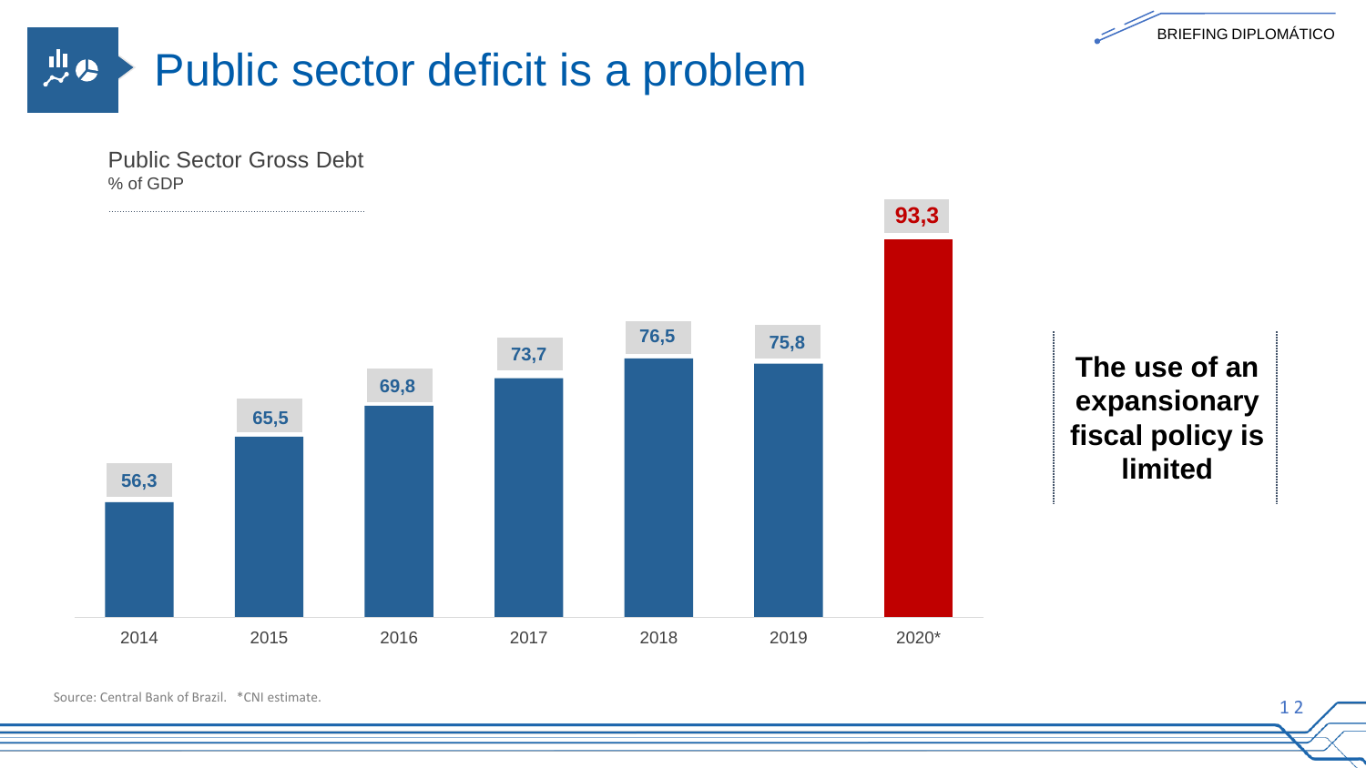# Public sector deficit is a problem

Public Sector Gross Debt
% of GDP

| Year | % of GDP |
|---|---|
| 2014 | 56,3 |
| 2015 | 65,5 |
| 2016 | 69,8 |
| 2017 | 73,7 |
| 2018 | 76,5 |
| 2019 | 75,8 |
| 2020* | 93,3 |

**The use of an expansionary fiscal policy is limited**

Source: Central Bank of Brazil. *CNI estimate.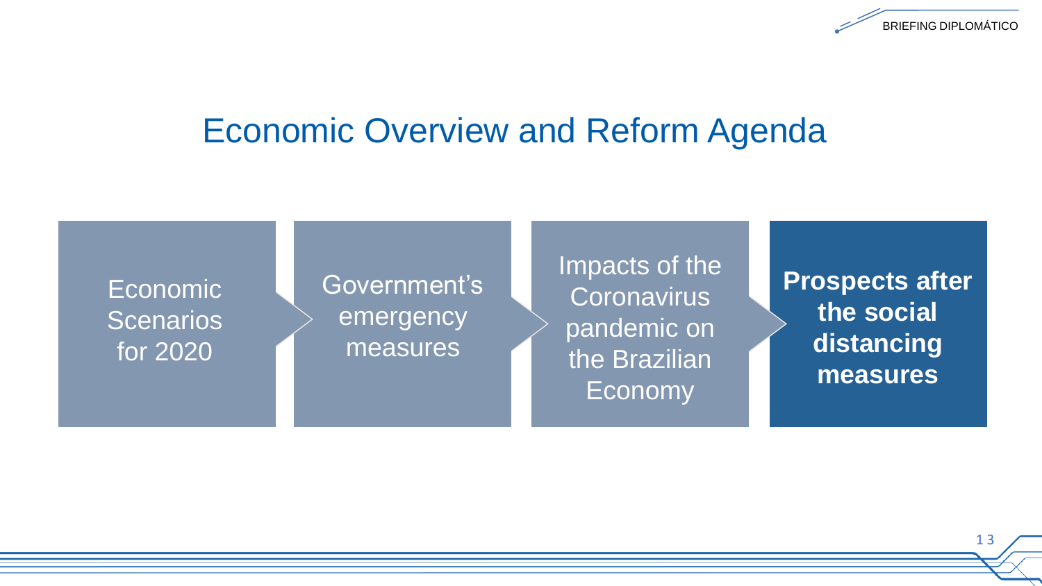# Economic Overview and Reform Agenda

- Economic Scenarios for 2020
- Government's emergency measures
- Impacts of the Coronavirus pandemic on the Brazilian Economy
- **Prospects after the social distancing measures**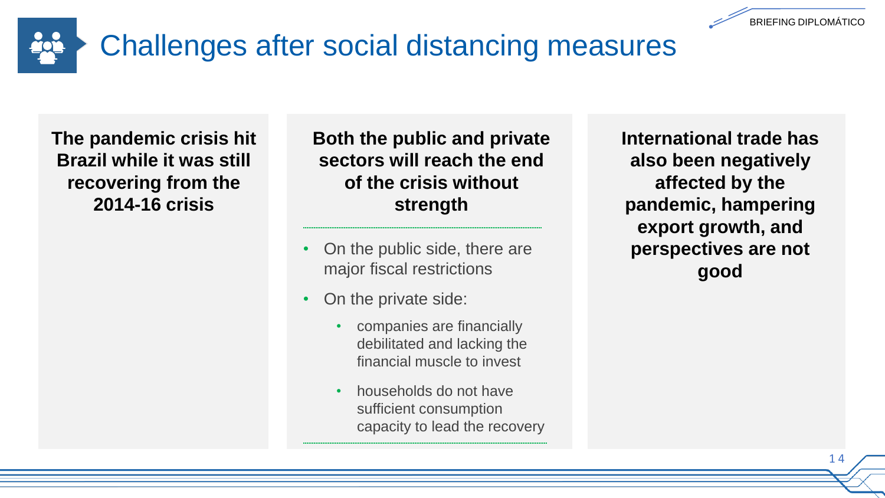# Challenges after social distancing measures

**The pandemic crisis hit Brazil while it was still recovering from the 2014-16 crisis**

**Both the public and private sectors will reach the end of the crisis without strength**

- On the public side, there are major fiscal restrictions
- On the private side:
  - companies are financially debilitated and lacking the financial muscle to invest
  - households do not have sufficient consumption capacity to lead the recovery

**International trade has also been negatively affected by the pandemic, hampering export growth, and perspectives are not good**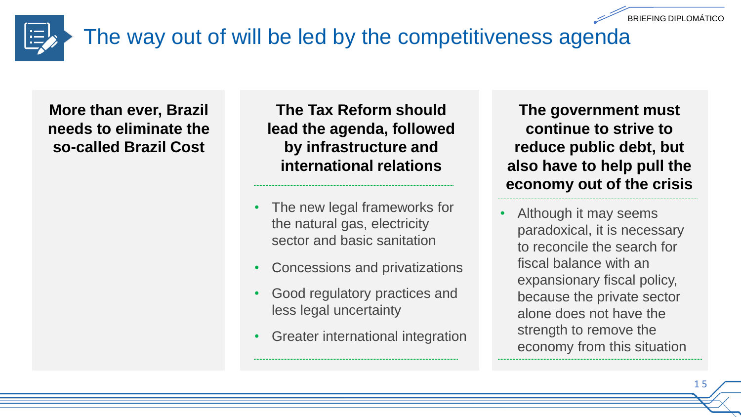# The way out of will be led by the competitiveness agenda

**More than ever, Brazil needs to eliminate the so-called Brazil Cost**

**The Tax Reform should lead the agenda, followed by infrastructure and international relations**

- The new legal frameworks for the natural gas, electricity sector and basic sanitation
- Concessions and privatizations
- Good regulatory practices and less legal uncertainty
- Greater international integration

**The government must continue to strive to reduce public debt, but also have to help pull the economy out of the crisis**

- Although it may seems paradoxical, it is necessary to reconcile the search for fiscal balance with an expansionary fiscal policy, because the private sector alone does not have the strength to remove the economy from this situation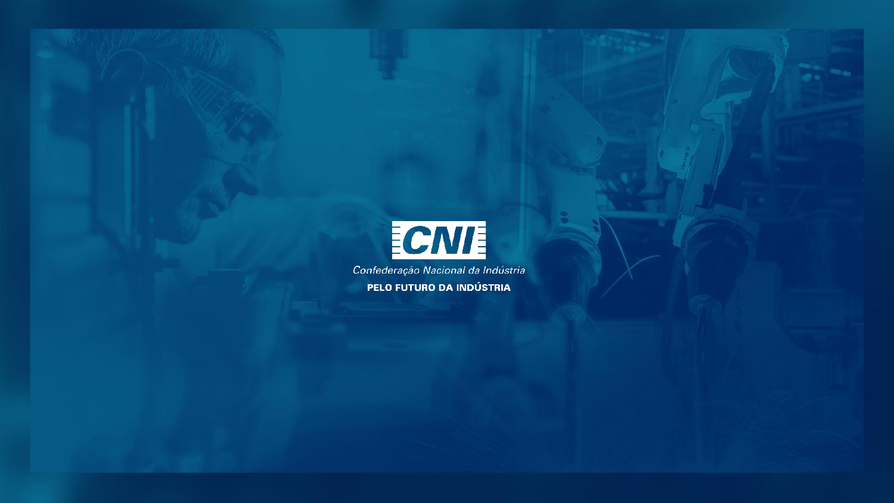CNI

Confederação Nacional da Indústria

PELO FUTURO DA INDÚSTRIA